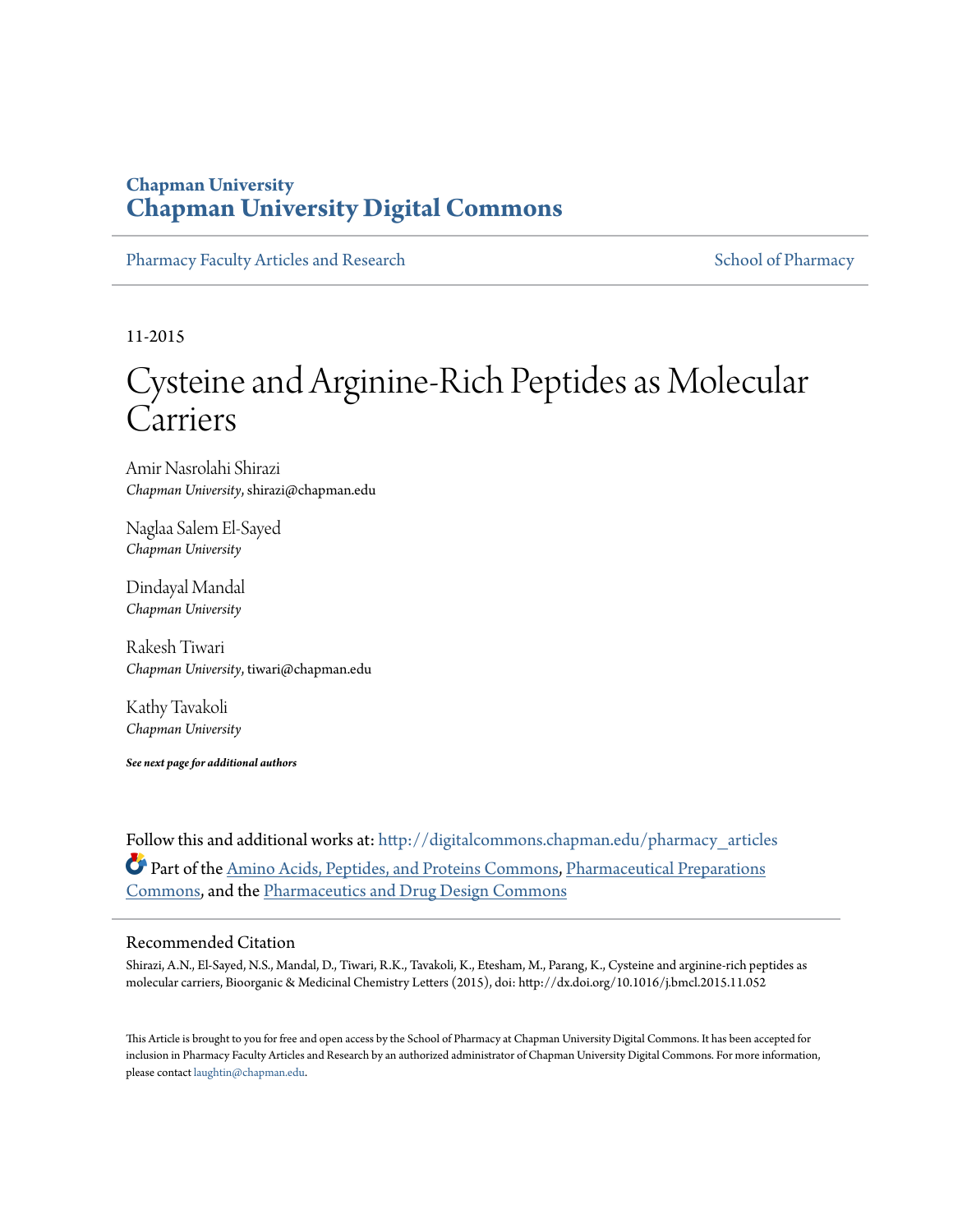**Chapman University**
**Chapman University Digital Commons**

Pharmacy Faculty Articles and Research | School of Pharmacy

11-2015

# Cysteine and Arginine-Rich Peptides as Molecular Carriers

Amir Nasrolahi Shirazi
*Chapman University*, shirazi@chapman.edu

Naglaa Salem El-Sayed
*Chapman University*

Dindayal Mandal
*Chapman University*

Rakesh Tiwari
*Chapman University*, tiwari@chapman.edu

Kathy Tavakoli
*Chapman University*

***See next page for additional authors***

Follow this and additional works at: http://digitalcommons.chapman.edu/pharmacy_articles

Part of the Amino Acids, Peptides, and Proteins Commons, Pharmaceutical Preparations Commons, and the Pharmaceutics and Drug Design Commons

## Recommended Citation

Shirazi, A.N., El-Sayed, N.S., Mandal, D., Tiwari, R.K., Tavakoli, K., Etesham, M., Parang, K., Cysteine and arginine-rich peptides as molecular carriers, Bioorganic & Medicinal Chemistry Letters (2015), doi: http://dx.doi.org/10.1016/j.bmcl.2015.11.052

This Article is brought to you for free and open access by the School of Pharmacy at Chapman University Digital Commons. It has been accepted for inclusion in Pharmacy Faculty Articles and Research by an authorized administrator of Chapman University Digital Commons. For more information, please contact laughtin@chapman.edu.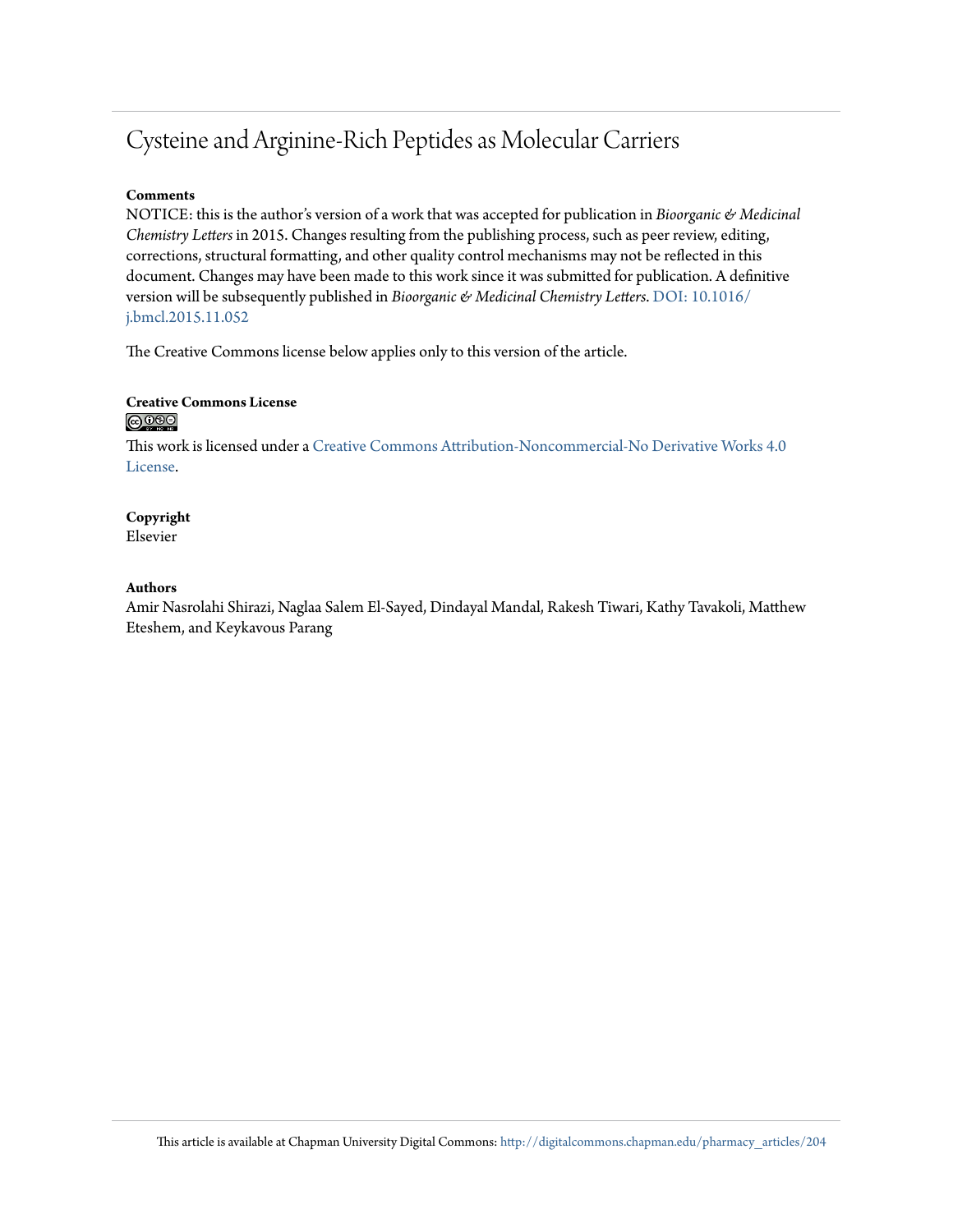# Cysteine and Arginine-Rich Peptides as Molecular Carriers

**Comments**

NOTICE: this is the author's version of a work that was accepted for publication in *Bioorganic & Medicinal Chemistry Letters* in 2015. Changes resulting from the publishing process, such as peer review, editing, corrections, structural formatting, and other quality control mechanisms may not be reflected in this document. Changes may have been made to this work since it was submitted for publication. A definitive version will be subsequently published in *Bioorganic & Medicinal Chemistry Letters*. DOI: 10.1016/j.bmcl.2015.11.052

The Creative Commons license below applies only to this version of the article.

**Creative Commons License**

This work is licensed under a Creative Commons Attribution-Noncommercial-No Derivative Works 4.0 License.

**Copyright**

Elsevier

**Authors**

Amir Nasrolahi Shirazi, Naglaa Salem El-Sayed, Dindayal Mandal, Rakesh Tiwari, Kathy Tavakoli, Matthew Eteshem, and Keykavous Parang

This article is available at Chapman University Digital Commons: http://digitalcommons.chapman.edu/pharmacy_articles/204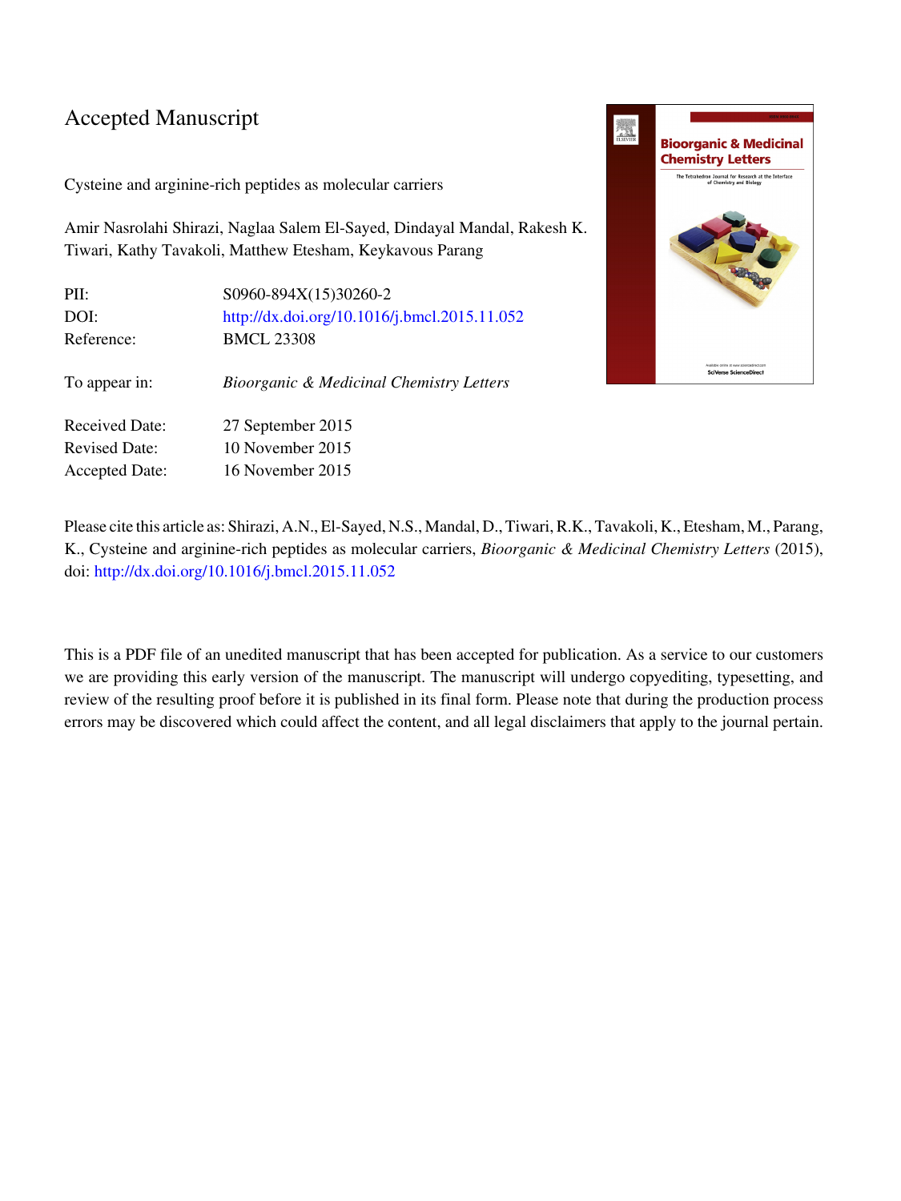# Accepted Manuscript

Cysteine and arginine-rich peptides as molecular carriers

Amir Nasrolahi Shirazi, Naglaa Salem El-Sayed, Dindayal Mandal, Rakesh K. Tiwari, Kathy Tavakoli, Matthew Etesham, Keykavous Parang

| | |
|---|---|
| PII: | S0960-894X(15)30260-2 |
| DOI: | http://dx.doi.org/10.1016/j.bmcl.2015.11.052 |
| Reference: | BMCL 23308 |
| | |
| To appear in: | *Bioorganic & Medicinal Chemistry Letters* |
| | |
| Received Date: | 27 September 2015 |
| Revised Date: | 10 November 2015 |
| Accepted Date: | 16 November 2015 |

Please cite this article as: Shirazi, A.N., El-Sayed, N.S., Mandal, D., Tiwari, R.K., Tavakoli, K., Etesham, M., Parang, K., Cysteine and arginine-rich peptides as molecular carriers, *Bioorganic & Medicinal Chemistry Letters* (2015), doi: http://dx.doi.org/10.1016/j.bmcl.2015.11.052

This is a PDF file of an unedited manuscript that has been accepted for publication. As a service to our customers we are providing this early version of the manuscript. The manuscript will undergo copyediting, typesetting, and review of the resulting proof before it is published in its final form. Please note that during the production process errors may be discovered which could affect the content, and all legal disclaimers that apply to the journal pertain.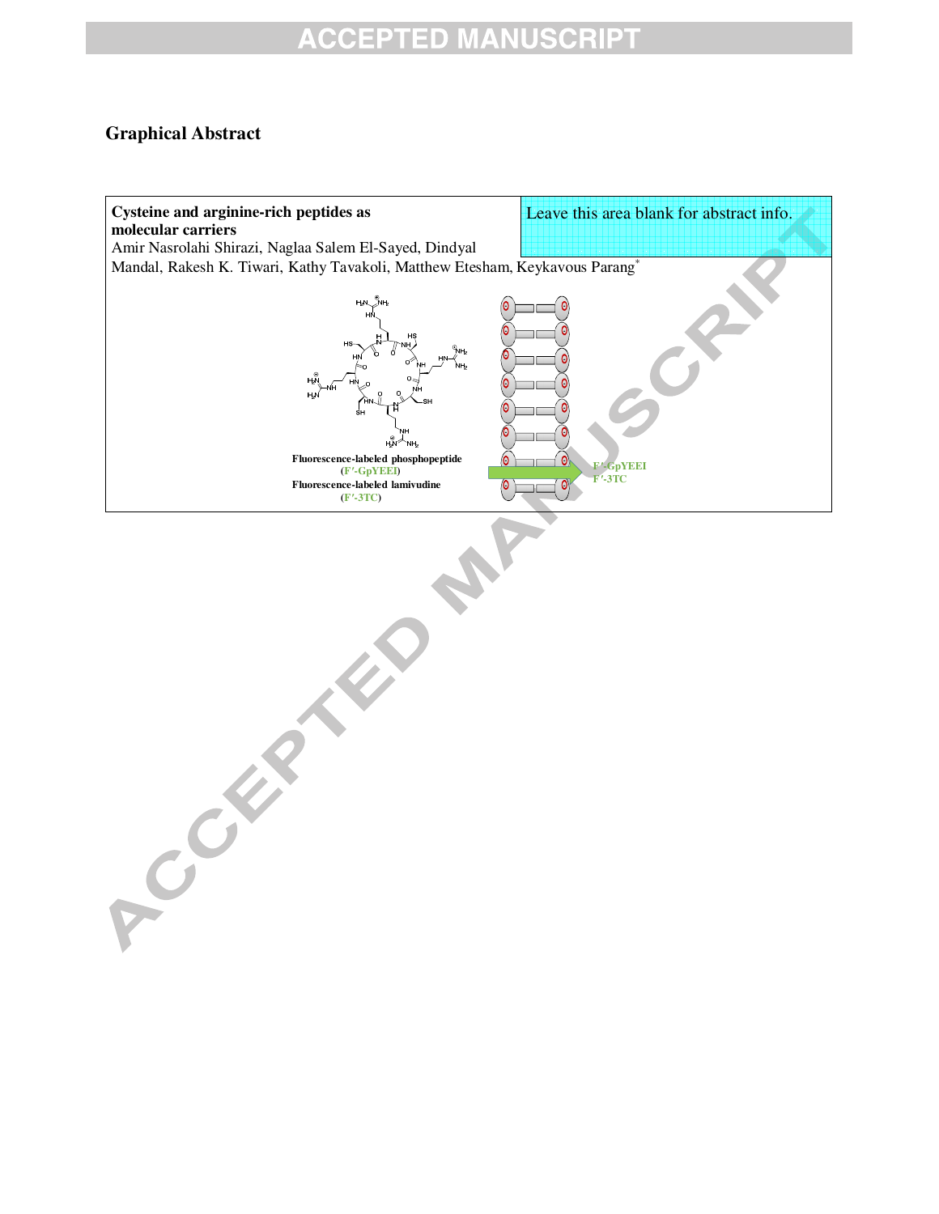## Graphical Abstract

**Cysteine and arginine-rich peptides as molecular carriers**

Amir Nasrolahi Shirazi, Naglaa Salem El-Sayed, Dindyal Mandal, Rakesh K. Tiwari, Kathy Tavakoli, Matthew Etesham, Keykavous Parang*

Leave this area blank for abstract info.

**Fluorescence-labeled phosphopeptide (F′-GpYEEI)**

**Fluorescence-labeled lamivudine (F′-3TC)**

F′-GpYEEI

F′-3TC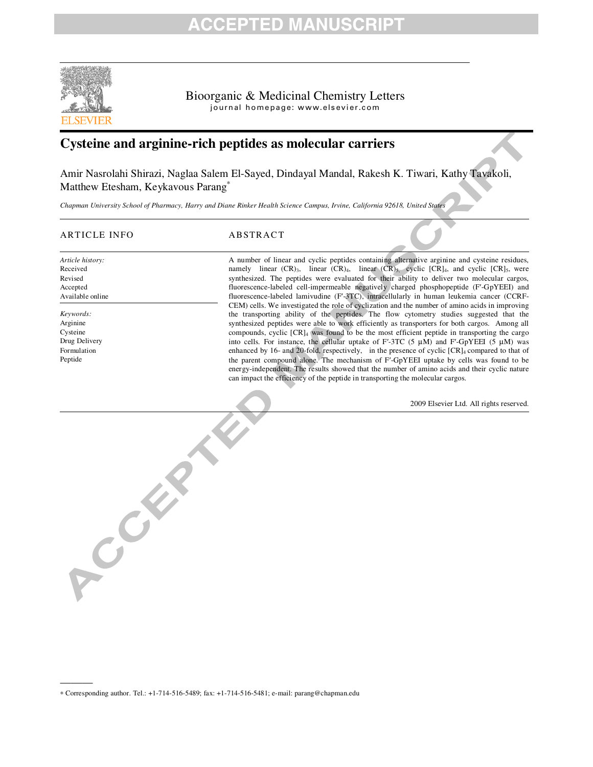Bioorganic & Medicinal Chemistry Letters

journal homepage: www.elsevier.com

# Cysteine and arginine-rich peptides as molecular carriers

Amir Nasrolahi Shirazi, Naglaa Salem El-Sayed, Dindayal Mandal, Rakesh K. Tiwari, Kathy Tavakoli, Matthew Etesham, Keykavous Parang*

*Chapman University School of Pharmacy, Harry and Diane Rinker Health Science Campus, Irvine, California 92618, United States*

## ARTICLE INFO

*Article history:*
Received
Revised
Accepted
Available online

*Keywords:*
Arginine
Cysteine
Drug Delivery
Formulation
Peptide

## ABSTRACT

A number of linear and cyclic peptides containing alternative arginine and cysteine residues, namely linear $(CR)_3$, linear $(CR)_4$, linear $(CR)_5$, cyclic $[CR]_4$, and cyclic $[CR]_5$, were synthesized. The peptides were evaluated for their ability to deliver two molecular cargos, fluorescence-labeled cell-impermeable negatively charged phosphopeptide (F′-GpYEEI) and fluorescence-labeled lamivudine (F′-3TC), intracellularly in human leukemia cancer (CCRF-CEM) cells. We investigated the role of cyclization and the number of amino acids in improving the transporting ability of the peptides. The flow cytometry studies suggested that the synthesized peptides were able to work efficiently as transporters for both cargos. Among all compounds, cyclic $[CR]_4$ was found to be the most efficient peptide in transporting the cargo into cells. For instance, the cellular uptake of F′-3TC (5 μM) and F′-GpYEEI (5 μM) was enhanced by 16- and 20-fold, respectively, in the presence of cyclic $[CR]_4$ compared to that of the parent compound alone. The mechanism of F′-GpYEEI uptake by cells was found to be energy-independent. The results showed that the number of amino acids and their cyclic nature can impact the efficiency of the peptide in transporting the molecular cargos.

2009 Elsevier Ltd. All rights reserved.

---

* Corresponding author. Tel.: +1-714-516-5489; fax: +1-714-516-5481; e-mail: parang@chapman.edu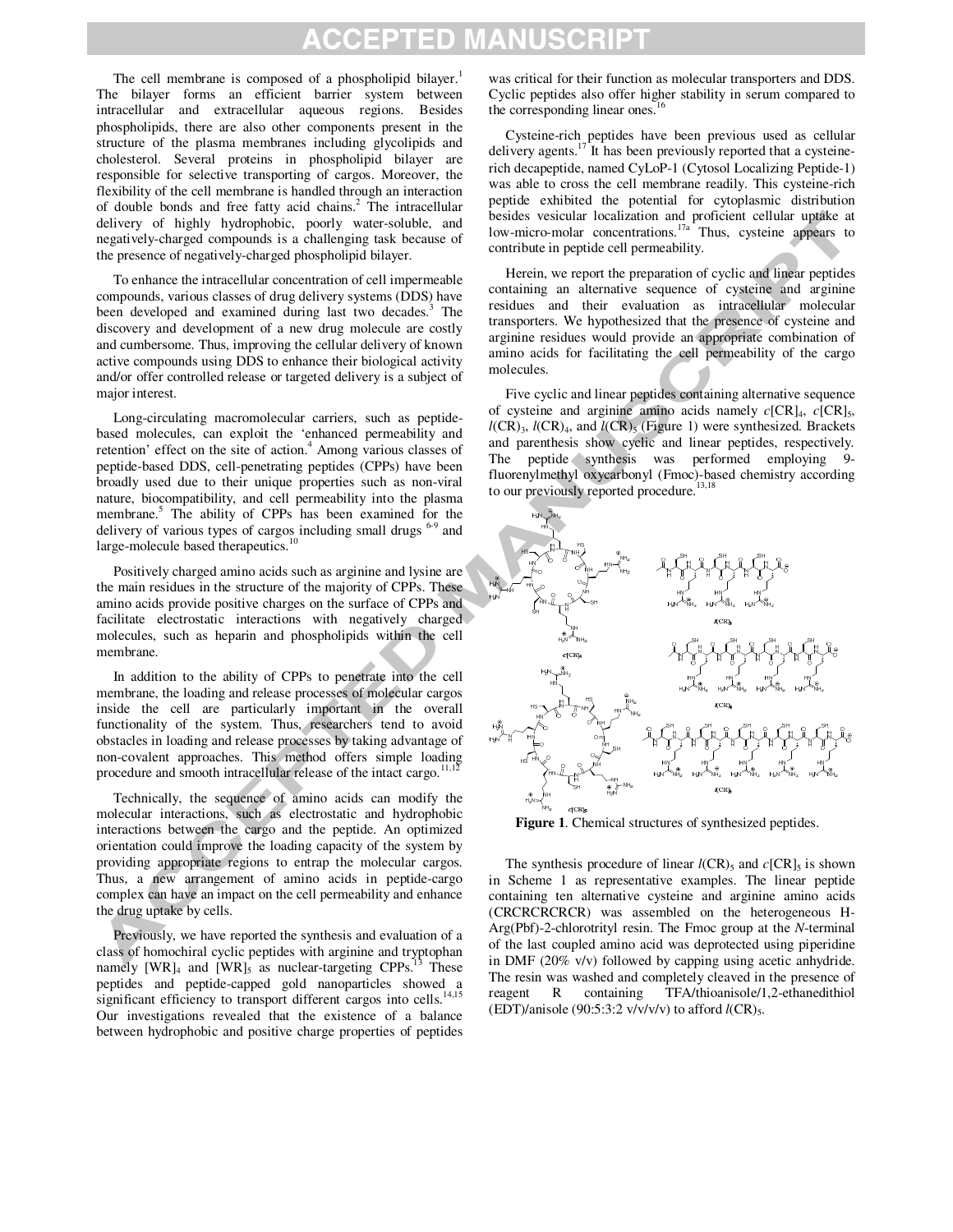The cell membrane is composed of a phospholipid bilayer.[1] The bilayer forms an efficient barrier system between intracellular and extracellular aqueous regions. Besides phospholipids, there are also other components present in the structure of the plasma membranes including glycolipids and cholesterol. Several proteins in phospholipid bilayer are responsible for selective transporting of cargos. Moreover, the flexibility of the cell membrane is handled through an interaction of double bonds and free fatty acid chains.[2] The intracellular delivery of highly hydrophobic, poorly water-soluble, and negatively-charged compounds is a challenging task because of the presence of negatively-charged phospholipid bilayer.

To enhance the intracellular concentration of cell impermeable compounds, various classes of drug delivery systems (DDS) have been developed and examined during last two decades.[3] The discovery and development of a new drug molecule are costly and cumbersome. Thus, improving the cellular delivery of known active compounds using DDS to enhance their biological activity and/or offer controlled release or targeted delivery is a subject of major interest.

Long-circulating macromolecular carriers, such as peptide-based molecules, can exploit the 'enhanced permeability and retention' effect on the site of action.[4] Among various classes of peptide-based DDS, cell-penetrating peptides (CPPs) have been broadly used due to their unique properties such as non-viral nature, biocompatibility, and cell permeability into the plasma membrane.[5] The ability of CPPs has been examined for the delivery of various types of cargos including small drugs [6-9] and large-molecule based therapeutics.[10]

Positively charged amino acids such as arginine and lysine are the main residues in the structure of the majority of CPPs. These amino acids provide positive charges on the surface of CPPs and facilitate electrostatic interactions with negatively charged molecules, such as heparin and phospholipids within the cell membrane.

In addition to the ability of CPPs to penetrate into the cell membrane, the loading and release processes of molecular cargos inside the cell are particularly important in the overall functionality of the system. Thus, researchers tend to avoid obstacles in loading and release processes by taking advantage of non-covalent approaches. This method offers simple loading procedure and smooth intracellular release of the intact cargo.[11,12]

Technically, the sequence of amino acids can modify the molecular interactions, such as electrostatic and hydrophobic interactions between the cargo and the peptide. An optimized orientation could improve the loading capacity of the system by providing appropriate regions to entrap the molecular cargos. Thus, a new arrangement of amino acids in peptide-cargo complex can have an impact on the cell permeability and enhance the drug uptake by cells.

Previously, we have reported the synthesis and evaluation of a class of homochiral cyclic peptides with arginine and tryptophan namely [WR]$_4$ and [WR]$_5$ as nuclear-targeting CPPs.[13] These peptides and peptide-capped gold nanoparticles showed a significant efficiency to transport different cargos into cells.[14,15] Our investigations revealed that the existence of a balance between hydrophobic and positive charge properties of peptides was critical for their function as molecular transporters and DDS. Cyclic peptides also offer higher stability in serum compared to the corresponding linear ones.[16]

Cysteine-rich peptides have been previous used as cellular delivery agents.[17] It has been previously reported that a cysteine-rich decapeptide, named CyLoP-1 (Cytosol Localizing Peptide-1) was able to cross the cell membrane readily. This cysteine-rich peptide exhibited the potential for cytoplasmic distribution besides vesicular localization and proficient cellular uptake at low-micro-molar concentrations.[17a] Thus, cysteine appears to contribute in peptide cell permeability.

Herein, we report the preparation of cyclic and linear peptides containing an alternative sequence of cysteine and arginine residues and their evaluation as intracellular molecular transporters. We hypothesized that the presence of cysteine and arginine residues would provide an appropriate combination of amino acids for facilitating the cell permeability of the cargo molecules.

Five cyclic and linear peptides containing alternative sequence of cysteine and arginine amino acids namely *c*[CR]$_4$, *c*[CR]$_5$, *l*(CR)$_3$, *l*(CR)$_4$, and *l*(CR)$_5$ (Figure 1) were synthesized. Brackets and parenthesis show cyclic and linear peptides, respectively. The peptide synthesis was performed employing 9-fluorenylmethyl oxycarbonyl (Fmoc)-based chemistry according to our previously reported procedure.[13,18]

**Figure 1**. Chemical structures of synthesized peptides.

The synthesis procedure of linear *l*(CR)$_5$ and *c*[CR]$_5$ is shown in Scheme 1 as representative examples. The linear peptide containing ten alternative cysteine and arginine amino acids (CRCRCRCRCR) was assembled on the heterogeneous H-Arg(Pbf)-2-chlorotrityl resin. The Fmoc group at the *N*-terminal of the last coupled amino acid was deprotected using piperidine in DMF (20% v/v) followed by capping using acetic anhydride. The resin was washed and completely cleaved in the presence of reagent R containing TFA/thioanisole/1,2-ethanedithiol (EDT)/anisole (90:5:3:2 v/v/v/v) to afford *l*(CR)$_5$.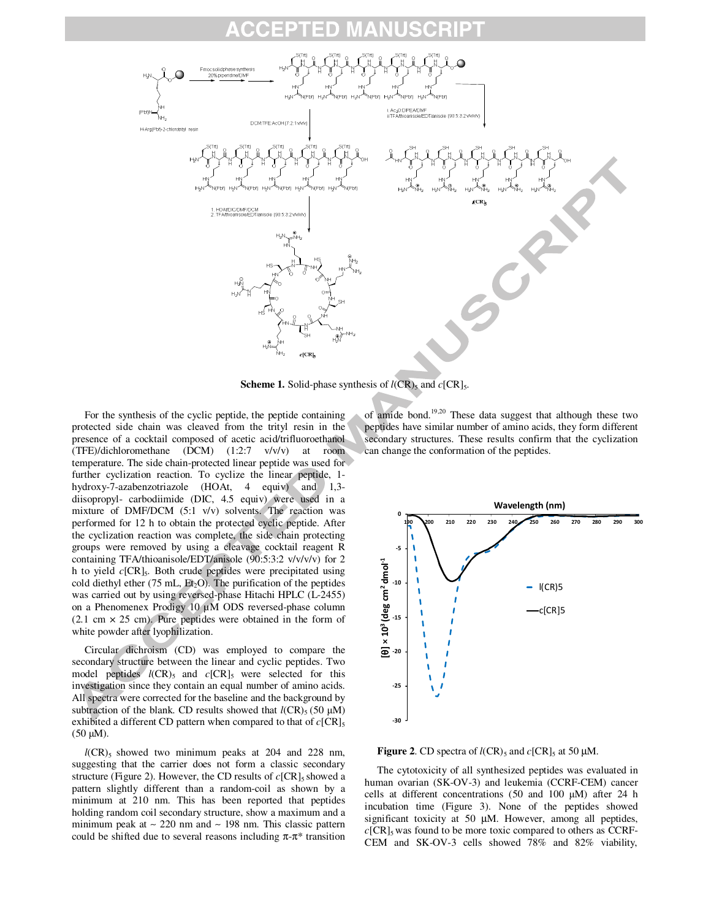**Scheme 1.** Solid-phase synthesis of *l*(CR)$_5$ and *c*[CR]$_5$.

For the synthesis of the cyclic peptide, the peptide containing protected side chain was cleaved from the trityl resin in the presence of a cocktail composed of acetic acid/trifluoroethanol (TFE)/dichloromethane (DCM) (1:2:7 v/v/v) at room temperature. The side chain-protected linear peptide was used for further cyclization reaction. To cyclize the linear peptide, 1-hydroxy-7-azabenzotriazole (HOAt, 4 equiv) and 1,3-diisopropyl- carbodiimide (DIC, 4.5 equiv) were used in a mixture of DMF/DCM (5:1 v/v) solvents. The reaction was performed for 12 h to obtain the protected cyclic peptide. After the cyclization reaction was complete, the side chain protecting groups were removed by using a cleavage cocktail reagent R containing TFA/thioanisole/EDT/anisole (90:5:3:2 v/v/v/v) for 2 h to yield *c*[CR]$_5$. Both crude peptides were precipitated using cold diethyl ether (75 mL, $Et_2O$). The purification of the peptides was carried out by using reversed-phase Hitachi HPLC (L-2455) on a Phenomenex Prodigy 10 μM ODS reversed-phase column (2.1 cm × 25 cm). Pure peptides were obtained in the form of white powder after lyophilization.

Circular dichroism (CD) was employed to compare the secondary structure between the linear and cyclic peptides. Two model peptides *l*(CR)$_5$ and *c*[CR]$_5$ were selected for this investigation since they contain an equal number of amino acids. All spectra were corrected for the baseline and the background by subtraction of the blank. CD results showed that *l*(CR)$_5$ (50 μM) exhibited a different CD pattern when compared to that of *c*[CR]$_5$ (50 μM).

*l*(CR)$_5$ showed two minimum peaks at 204 and 228 nm, suggesting that the carrier does not form a classic secondary structure (Figure 2). However, the CD results of *c*[CR]$_5$ showed a pattern slightly different than a random-coil as shown by a minimum at 210 nm. This has been reported that peptides holding random coil secondary structure, show a maximum and a minimum peak at ~ 220 nm and ~ 198 nm. This classic pattern could be shifted due to several reasons including π-π* transition of amide bond.[19,20] These data suggest that although these two peptides have similar number of amino acids, they form different secondary structures. These results confirm that the cyclization can change the conformation of the peptides.

**Figure 2**. CD spectra of *l*(CR)$_5$ and *c*[CR]$_5$ at 50 μM.

The cytotoxicity of all synthesized peptides was evaluated in human ovarian (SK-OV-3) and leukemia (CCRF-CEM) cancer cells at different concentrations (50 and 100 μM) after 24 h incubation time (Figure 3). None of the peptides showed significant toxicity at 50 μM. However, among all peptides, *c*[CR]$_5$ was found to be more toxic compared to others as CCRF-CEM and SK-OV-3 cells showed 78% and 82% viability,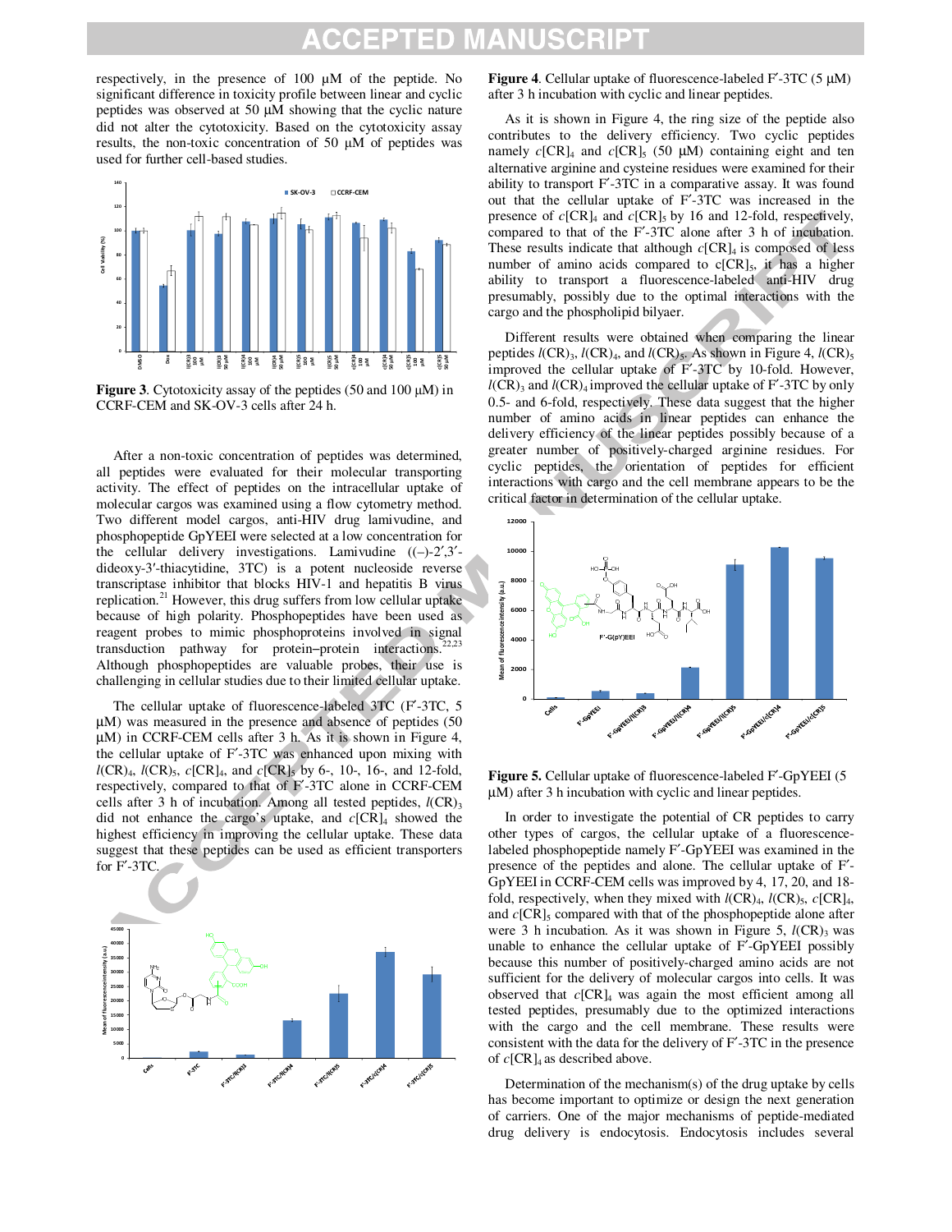respectively, in the presence of 100 μM of the peptide. No significant difference in toxicity profile between linear and cyclic peptides was observed at 50 μM showing that the cyclic nature did not alter the cytotoxicity. Based on the cytotoxicity assay results, the non-toxic concentration of 50 μM of peptides was used for further cell-based studies.

**Figure 3**. Cytotoxicity assay of the peptides (50 and 100 μM) in CCRF-CEM and SK-OV-3 cells after 24 h.

After a non-toxic concentration of peptides was determined, all peptides were evaluated for their molecular transporting activity. The effect of peptides on the intracellular uptake of molecular cargos was examined using a flow cytometry method. Two different model cargos, anti-HIV drug lamivudine, and phosphopeptide GpYEEI were selected at a low concentration for the cellular delivery investigations. Lamivudine ((–)-2′,3′-dideoxy-3′-thiacytidine, 3TC) is a potent nucleoside reverse transcriptase inhibitor that blocks HIV-1 and hepatitis B virus replication.[21] However, this drug suffers from low cellular uptake because of high polarity. Phosphopeptides have been used as reagent probes to mimic phosphoproteins involved in signal transduction pathway for protein–protein interactions.[22,23] Although phosphopeptides are valuable probes, their use is challenging in cellular studies due to their limited cellular uptake.

The cellular uptake of fluorescence-labeled 3TC (F′-3TC, 5 μM) was measured in the presence and absence of peptides (50 μM) in CCRF-CEM cells after 3 h. As it is shown in Figure 4, the cellular uptake of F′-3TC was enhanced upon mixing with $l$(CR)$_4$, $l$(CR)$_5$, $c$[CR]$_4$, and $c$[CR]$_5$ by 6-, 10-, 16-, and 12-fold, respectively, compared to that of F′-3TC alone in CCRF-CEM cells after 3 h of incubation. Among all tested peptides, $l$(CR)$_3$ did not enhance the cargo's uptake, and $c$[CR]$_4$ showed the highest efficiency in improving the cellular uptake. These data suggest that these peptides can be used as efficient transporters for F′-3TC.

**Figure 4**. Cellular uptake of fluorescence-labeled F′-3TC (5 μM) after 3 h incubation with cyclic and linear peptides.

As it is shown in Figure 4, the ring size of the peptide also contributes to the delivery efficiency. Two cyclic peptides namely $c$[CR]$_4$ and $c$[CR]$_5$ (50 μM) containing eight and ten alternative arginine and cysteine residues were examined for their ability to transport F′-3TC in a comparative assay. It was found out that the cellular uptake of F′-3TC was increased in the presence of $c$[CR]$_4$ and $c$[CR]$_5$ by 16 and 12-fold, respectively, compared to that of the F′-3TC alone after 3 h of incubation. These results indicate that although $c$[CR]$_4$ is composed of less number of amino acids compared to c[CR]$_5$, it has a higher ability to transport a fluorescence-labeled anti-HIV drug presumably, possibly due to the optimal interactions with the cargo and the phospholipid bilyaer.

Different results were obtained when comparing the linear peptides $l$(CR)$_3$, $l$(CR)$_4$, and $l$(CR)$_5$. As shown in Figure 4, $l$(CR)$_5$ improved the cellular uptake of F′-3TC by 10-fold. However, $l$(CR)$_3$ and $l$(CR)$_4$ improved the cellular uptake of F′-3TC by only 0.5- and 6-fold, respectively. These data suggest that the higher number of amino acids in linear peptides can enhance the delivery efficiency of the linear peptides possibly because of a greater number of positively-charged arginine residues. For cyclic peptides, the orientation of peptides for efficient interactions with cargo and the cell membrane appears to be the critical factor in determination of the cellular uptake.

**Figure 5.** Cellular uptake of fluorescence-labeled F′-GpYEEI (5 μM) after 3 h incubation with cyclic and linear peptides.

In order to investigate the potential of CR peptides to carry other types of cargos, the cellular uptake of a fluorescence-labeled phosphopeptide namely F′-GpYEEI was examined in the presence of the peptides and alone. The cellular uptake of F′-GpYEEI in CCRF-CEM cells was improved by 4, 17, 20, and 18-fold, respectively, when they mixed with $l$(CR)$_4$, $l$(CR)$_5$, $c$[CR]$_4$, and $c$[CR]$_5$ compared with that of the phosphopeptide alone after were 3 h incubation. As it was shown in Figure 5, $l$(CR)$_3$ was unable to enhance the cellular uptake of F′-GpYEEI possibly because this number of positively-charged amino acids are not sufficient for the delivery of molecular cargos into cells. It was observed that $c$[CR]$_4$ was again the most efficient among all tested peptides, presumably due to the optimized interactions with the cargo and the cell membrane. These results were consistent with the data for the delivery of F′-3TC in the presence of $c$[CR]$_4$ as described above.

Determination of the mechanism(s) of the drug uptake by cells has become important to optimize or design the next generation of carriers. One of the major mechanisms of peptide-mediated drug delivery is endocytosis. Endocytosis includes several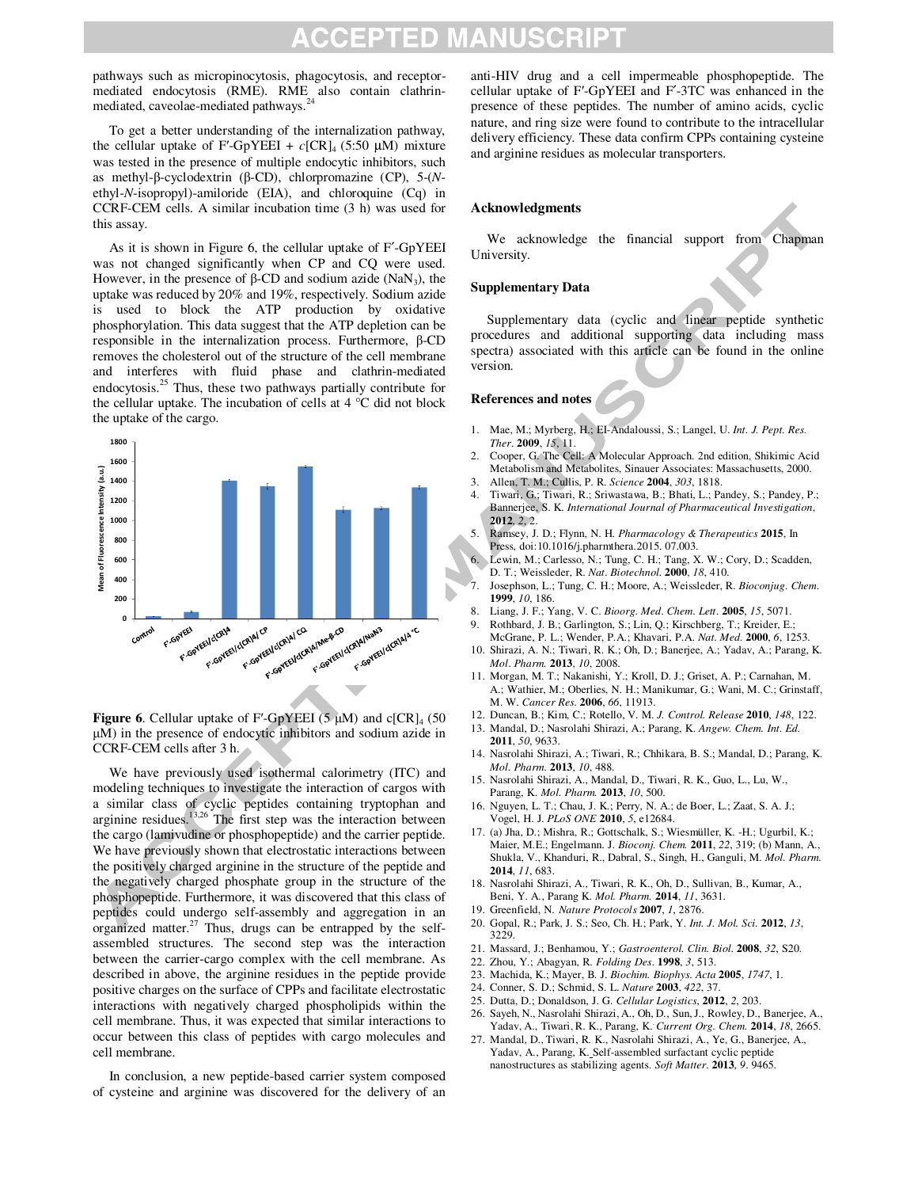pathways such as micropinocytosis, phagocytosis, and receptor-mediated endocytosis (RME). RME also contain clathrin-mediated, caveolae-mediated pathways.[24]

To get a better understanding of the internalization pathway, the cellular uptake of F′-GpYEEI + $c$[CR]$_4$ (5:50 µM) mixture was tested in the presence of multiple endocytic inhibitors, such as methyl-β-cyclodextrin (β-CD), chlorpromazine (CP), 5-($N$-ethyl-$N$-isopropyl)-amiloride (EIA), and chloroquine (Cq) in CCRF-CEM cells. A similar incubation time (3 h) was used for this assay.

As it is shown in Figure 6, the cellular uptake of F′-GpYEEI was not changed significantly when CP and CQ were used. However, in the presence of β-CD and sodium azide ($NaN_3$), the uptake was reduced by 20% and 19%, respectively. Sodium azide is used to block the ATP production by oxidative phosphorylation. This data suggest that the ATP depletion can be responsible in the internalization process. Furthermore, β-CD removes the cholesterol out of the structure of the cell membrane and interferes with fluid phase and clathrin-mediated endocytosis.[25] Thus, these two pathways partially contribute for the cellular uptake. The incubation of cells at 4 °C did not block the uptake of the cargo.

Mean of Fluorescence Intensity (a.u.)
1800
1600
1400
1200
1000
800
600
400
200
0
Control
F'-GpYEEI
F'-GpYEEI/c[CR]4
F'-GpYEEI/c[CR]4/ CP
F'-GpYEEI/c[CR]4/ CQ
F'-GpYEEI/c[CR]4/Me-β-CD
F'-GpYEEI/c[CR]4/NaN3
F'-GpYEEI/c[CR]4/4 °C

**Figure 6**. Cellular uptake of F′-GpYEEI (5 µM) and c[CR]$_4$ (50 µM) in the presence of endocytic inhibitors and sodium azide in CCRF-CEM cells after 3 h.

We have previously used isothermal calorimetry (ITC) and modeling techniques to investigate the interaction of cargos with a similar class of cyclic peptides containing tryptophan and arginine residues.[13,26] The first step was the interaction between the cargo (lamivudine or phosphopeptide) and the carrier peptide. We have previously shown that electrostatic interactions between the positively charged arginine in the structure of the peptide and the negatively charged phosphate group in the structure of the phosphopeptide. Furthermore, it was discovered that this class of peptides could undergo self-assembly and aggregation in an organized matter.[27] Thus, drugs can be entrapped by the self-assembled structures. The second step was the interaction between the carrier-cargo complex with the cell membrane. As described in above, the arginine residues in the peptide provide positive charges on the surface of CPPs and facilitate electrostatic interactions with negatively charged phospholipids within the cell membrane. Thus, it was expected that similar interactions to occur between this class of peptides with cargo molecules and cell membrane.

In conclusion, a new peptide-based carrier system composed of cysteine and arginine was discovered for the delivery of an anti-HIV drug and a cell impermeable phosphopeptide. The cellular uptake of F′-GpYEEI and F′-3TC was enhanced in the presence of these peptides. The number of amino acids, cyclic nature, and ring size were found to contribute to the intracellular delivery efficiency. These data confirm CPPs containing cysteine and arginine residues as molecular transporters.

## Acknowledgments

We acknowledge the financial support from Chapman University.

## Supplementary Data

Supplementary data (cyclic and linear peptide synthetic procedures and additional supporting data including mass spectra) associated with this article can be found in the online version.

## References and notes

1. Mae, M.; Myrberg, H.; El-Andaloussi, S.; Langel, U. *Int. J. Pept. Res. Ther.* **2009**, *15*, 11.
2. Cooper, G. The Cell: A Molecular Approach. 2nd edition, Shikimic Acid Metabolism and Metabolites, Sinauer Associates: Massachusetts, 2000.
3. Allen, T. M.; Cullis, P. R. *Science* **2004**, *303*, 1818.
4. Tiwari, G.; Tiwari, R.; Sriwastawa, B.; Bhati, L.; Pandey, S.; Pandey, P.; Bannerjee, S. K. *International Journal of Pharmaceutical Investigation*, **2012**, *2*, 2.
5. Ramsey, J. D.; Flynn, N. H. *Pharmacology & Therapeutics* **2015**, In Press, doi:10.1016/j.pharmthera.2015. 07.003.
6. Lewin, M.; Carlesso, N.; Tung, C. H.; Tang, X. W.; Cory, D.; Scadden, D. T.; Weissleder, R. *Nat. Biotechnol.* **2000**, *18*, 410.
7. Josephson, L.; Tung, C. H.; Moore, A.; Weissleder, R. *Bioconjug. Chem.* **1999**, *10*, 186.
8. Liang, J. F.; Yang, V. C. *Bioorg. Med. Chem. Lett.* **2005**, *15*, 5071.
9. Rothbard, J. B.; Garlington, S.; Lin, Q.; Kirschberg, T.; Kreider, E.; McGrane, P. L.; Wender, P.A.; Khavari, P.A. *Nat. Med.* **2000**, *6*, 1253.
10. Shirazi, A. N.; Tiwari, R. K.; Oh, D.; Banerjee, A.; Yadav, A.; Parang, K. *Mol. Pharm.* **2013**, *10*, 2008.
11. Morgan, M. T.; Nakanishi, Y.; Kroll, D. J.; Griset, A. P.; Carnahan, M. A.; Wathier, M.; Oberlies, N. H.; Manikumar, G.; Wani, M. C.; Grinstaff, M. W. *Cancer Res.* **2006**, *66*, 11913.
12. Duncan, B.; Kim, C.; Rotello, V. M. *J. Control. Release* **2010**, *148*, 122.
13. Mandal, D.; Nasrolahi Shirazi, A.; Parang, K. *Angew. Chem. Int. Ed.* **2011**, *50*, 9633.
14. Nasrolahi Shirazi, A.; Tiwari, R.; Chhikara, B. S.; Mandal, D.; Parang, K. *Mol. Pharm.* **2013**, *10*, 488.
15. Nasrolahi Shirazi, A., Mandal, D., Tiwari, R. K., Guo, L., Lu, W., Parang, K. *Mol. Pharm.* **2013**, *10*, 500.
16. Nguyen, L. T.; Chau, J. K.; Perry, N. A.; de Boer, L.; Zaat, S. A. J.; Vogel, H. J. *PLoS ONE* **2010**, *5*, e12684.
17. (a) Jha, D.; Mishra, R.; Gottschalk, S.; Wiesmüller, K. -H.; Ugurbil, K.; Maier, M.E.; Engelmann. J. *Bioconj. Chem.* **2011**, *22*, 319; (b) Mann, A., Shukla, V., Khanduri, R., Dabral, S., Singh, H., Ganguli, M. *Mol. Pharm.* **2014**, *11*, 683.
18. Nasrolahi Shirazi, A., Tiwari, R. K., Oh, D., Sullivan, B., Kumar, A., Beni, Y. A., Parang K. *Mol. Pharm.* **2014**, *11*, 3631.
19. Greenfield, N. *Nature Protocols* **2007**, *1*, 2876.
20. Gopal, R.; Park, J. S.; Seo, Ch. H.; Park, Y. *Int. J. Mol. Sci.* **2012**, *13*, 3229.
21. Massard, J.; Benhamou, Y.; *Gastroenterol. Clin. Biol.* **2008**, *32*, S20.
22. Zhou, Y.; Abagyan, R. *Folding Des.* **1998**, *3*, 513.
23. Machida, K.; Mayer, B. J. *Biochim. Biophys. Acta* **2005**, *1747*, 1.
24. Conner, S. D.; Schmid, S. L. *Nature* **2003**, *422*, 37.
25. Dutta, D.; Donaldson, J. G. *Cellular Logistics*, **2012**, *2*, 203.
26. Sayeh, N., Nasrolahi Shirazi, A., Oh, D., Sun, J., Rowley, D., Banerjee, A., Yadav, A., Tiwari, R. K., Parang, K. *Current Org. Chem.* **2014**, *18*, 2665.
27. Mandal, D., Tiwari, R. K., Nasrolahi Shirazi, A., Ye, G., Banerjee, A., Yadav, A., Parang, K. Self-assembled surfactant cyclic peptide nanostructures as stabilizing agents. *Soft Matter.* **2013**, *9*. 9465.